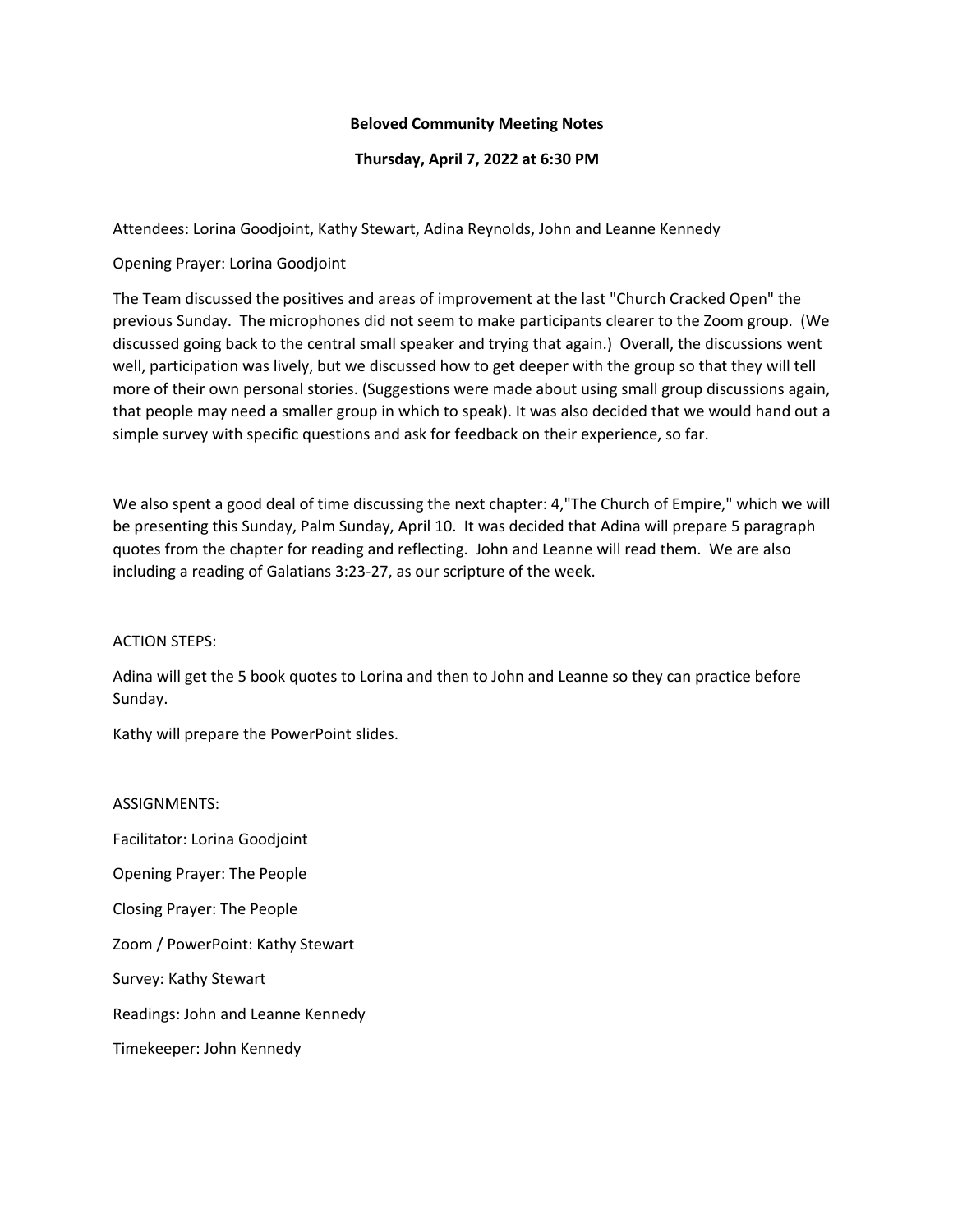**Beloved Community Meeting Notes**

**Thursday, April 7, 2022 at 6:30 PM**

Attendees: Lorina Goodjoint, Kathy Stewart, Adina Reynolds, John and Leanne Kennedy

Opening Prayer: Lorina Goodjoint

The Team discussed the positives and areas of improvement at the last "Church Cracked Open" the previous Sunday. The microphones did not seem to make participants clearer to the Zoom group. (We discussed going back to the central small speaker and trying that again.) Overall, the discussions went well, participation was lively, but we discussed how to get deeper with the group so that they will tell more of their own personal stories. (Suggestions were made about using small group discussions again, that people may need a smaller group in which to speak). It was also decided that we would hand out a simple survey with specific questions and ask for feedback on their experience, so far.

We also spent a good deal of time discussing the next chapter: 4,"The Church of Empire," which we will be presenting this Sunday, Palm Sunday, April 10. It was decided that Adina will prepare 5 paragraph quotes from the chapter for reading and reflecting. John and Leanne will read them. We are also including a reading of Galatians 3:23-27, as our scripture of the week.

ACTION STEPS:

Adina will get the 5 book quotes to Lorina and then to John and Leanne so they can practice before Sunday.

Kathy will prepare the PowerPoint slides.

ASSIGNMENTS:

Facilitator: Lorina Goodjoint

Opening Prayer: The People

Closing Prayer: The People

Zoom / PowerPoint: Kathy Stewart

Survey: Kathy Stewart

Readings: John and Leanne Kennedy

Timekeeper: John Kennedy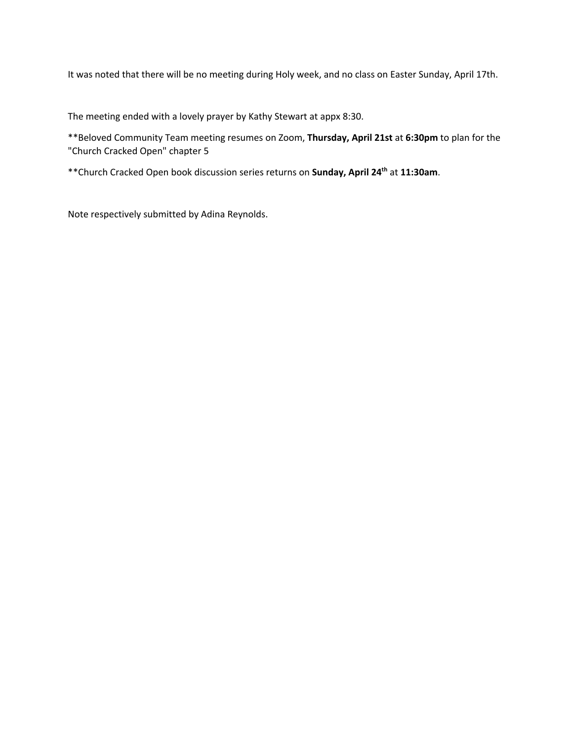It was noted that there will be no meeting during Holy week, and no class on Easter Sunday, April 17th.

The meeting ended with a lovely prayer by Kathy Stewart at appx 8:30.

**Beloved Community Team meeting resumes on Zoom, **Thursday, April 21st** at **6:30pm** to plan for the "Church Cracked Open" chapter 5

**Church Cracked Open book discussion series returns on **Sunday, April 24th** at **11:30am**.

Note respectively submitted by Adina Reynolds.